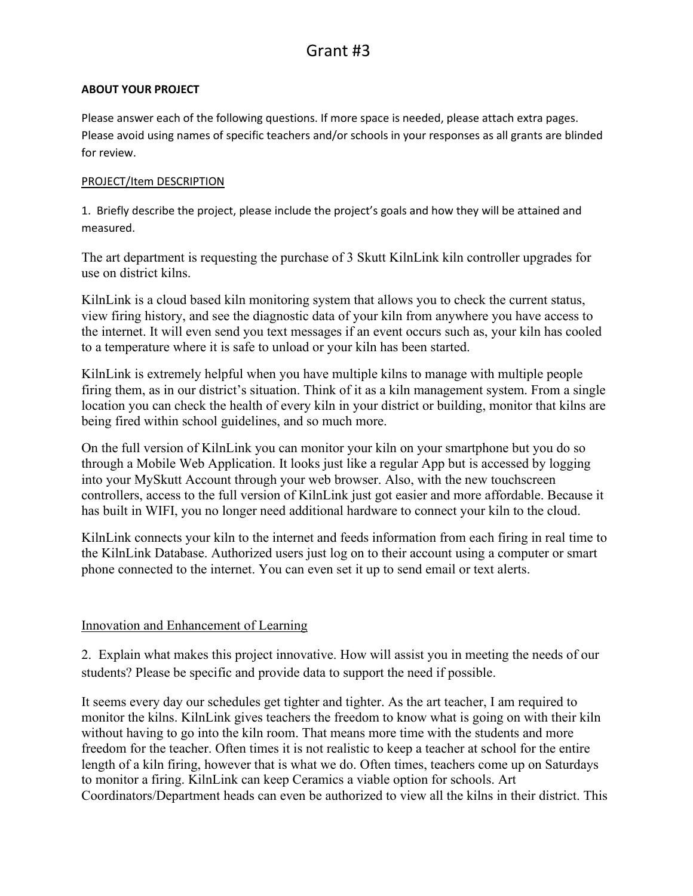# Grant #3

**ABOUT YOUR PROJECT**

Please answer each of the following questions. If more space is needed, please attach extra pages. Please avoid using names of specific teachers and/or schools in your responses as all grants are blinded for review.

<u>PROJECT/Item DESCRIPTION</u>

1. Briefly describe the project, please include the project's goals and how they will be attained and measured.

The art department is requesting the purchase of 3 Skutt KilnLink kiln controller upgrades for use on district kilns.

KilnLink is a cloud based kiln monitoring system that allows you to check the current status, view firing history, and see the diagnostic data of your kiln from anywhere you have access to the internet. It will even send you text messages if an event occurs such as, your kiln has cooled to a temperature where it is safe to unload or your kiln has been started.

KilnLink is extremely helpful when you have multiple kilns to manage with multiple people firing them, as in our district's situation. Think of it as a kiln management system. From a single location you can check the health of every kiln in your district or building, monitor that kilns are being fired within school guidelines, and so much more.

On the full version of KilnLink you can monitor your kiln on your smartphone but you do so through a Mobile Web Application. It looks just like a regular App but is accessed by logging into your MySkutt Account through your web browser. Also, with the new touchscreen controllers, access to the full version of KilnLink just got easier and more affordable. Because it has built in WIFI, you no longer need additional hardware to connect your kiln to the cloud.

KilnLink connects your kiln to the internet and feeds information from each firing in real time to the KilnLink Database. Authorized users just log on to their account using a computer or smart phone connected to the internet. You can even set it up to send email or text alerts.

<u>Innovation and Enhancement of Learning</u>

2. Explain what makes this project innovative. How will assist you in meeting the needs of our students? Please be specific and provide data to support the need if possible.

It seems every day our schedules get tighter and tighter. As the art teacher, I am required to monitor the kilns. KilnLink gives teachers the freedom to know what is going on with their kiln without having to go into the kiln room. That means more time with the students and more freedom for the teacher. Often times it is not realistic to keep a teacher at school for the entire length of a kiln firing, however that is what we do. Often times, teachers come up on Saturdays to monitor a firing. KilnLink can keep Ceramics a viable option for schools. Art Coordinators/Department heads can even be authorized to view all the kilns in their district. This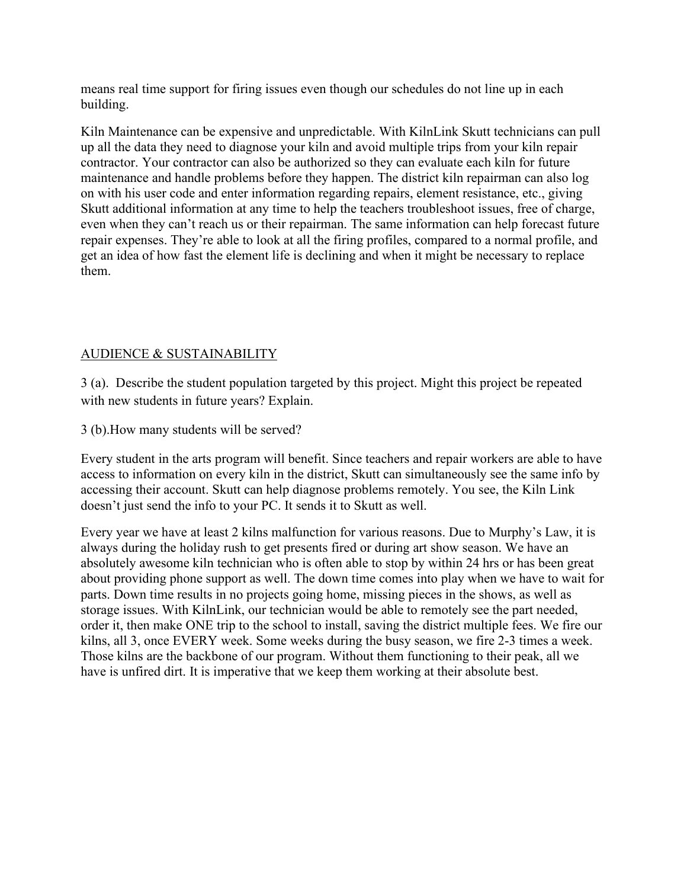means real time support for firing issues even though our schedules do not line up in each building.

Kiln Maintenance can be expensive and unpredictable. With KilnLink Skutt technicians can pull up all the data they need to diagnose your kiln and avoid multiple trips from your kiln repair contractor. Your contractor can also be authorized so they can evaluate each kiln for future maintenance and handle problems before they happen. The district kiln repairman can also log on with his user code and enter information regarding repairs, element resistance, etc., giving Skutt additional information at any time to help the teachers troubleshoot issues, free of charge, even when they can't reach us or their repairman. The same information can help forecast future repair expenses. They're able to look at all the firing profiles, compared to a normal profile, and get an idea of how fast the element life is declining and when it might be necessary to replace them.

<u>AUDIENCE & SUSTAINABILITY</u>

3 (a). Describe the student population targeted by this project. Might this project be repeated with new students in future years? Explain.

3 (b).How many students will be served?

Every student in the arts program will benefit. Since teachers and repair workers are able to have access to information on every kiln in the district, Skutt can simultaneously see the same info by accessing their account. Skutt can help diagnose problems remotely. You see, the Kiln Link doesn't just send the info to your PC. It sends it to Skutt as well.

Every year we have at least 2 kilns malfunction for various reasons. Due to Murphy's Law, it is always during the holiday rush to get presents fired or during art show season. We have an absolutely awesome kiln technician who is often able to stop by within 24 hrs or has been great about providing phone support as well. The down time comes into play when we have to wait for parts. Down time results in no projects going home, missing pieces in the shows, as well as storage issues. With KilnLink, our technician would be able to remotely see the part needed, order it, then make ONE trip to the school to install, saving the district multiple fees. We fire our kilns, all 3, once EVERY week. Some weeks during the busy season, we fire 2-3 times a week. Those kilns are the backbone of our program. Without them functioning to their peak, all we have is unfired dirt. It is imperative that we keep them working at their absolute best.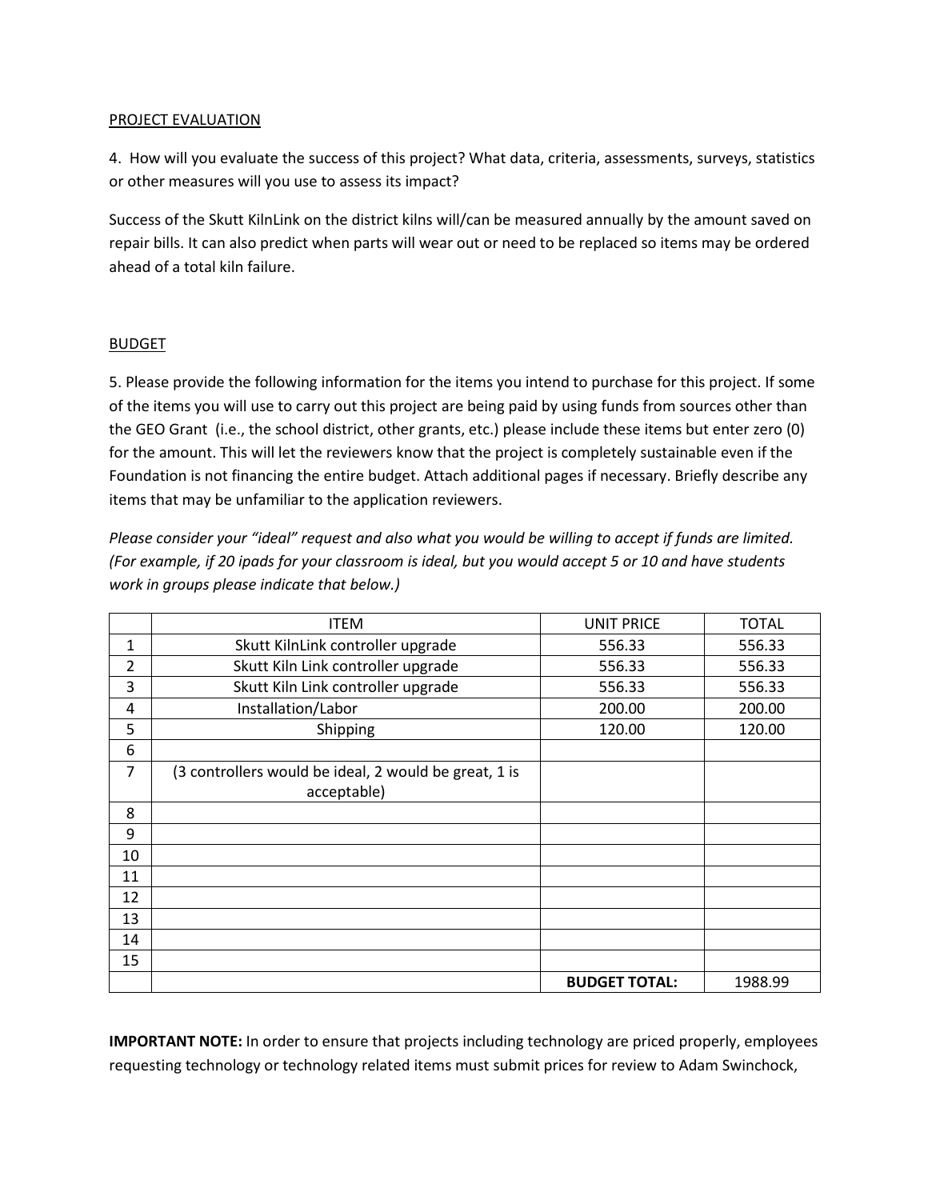PROJECT EVALUATION

4. How will you evaluate the success of this project? What data, criteria, assessments, surveys, statistics or other measures will you use to assess its impact?

Success of the Skutt KilnLink on the district kilns will/can be measured annually by the amount saved on repair bills. It can also predict when parts will wear out or need to be replaced so items may be ordered ahead of a total kiln failure.

BUDGET

5. Please provide the following information for the items you intend to purchase for this project. If some of the items you will use to carry out this project are being paid by using funds from sources other than the GEO Grant (i.e., the school district, other grants, etc.) please include these items but enter zero (0) for the amount. This will let the reviewers know that the project is completely sustainable even if the Foundation is not financing the entire budget. Attach additional pages if necessary. Briefly describe any items that may be unfamiliar to the application reviewers.

*Please consider your "ideal" request and also what you would be willing to accept if funds are limited. (For example, if 20 ipads for your classroom is ideal, but you would accept 5 or 10 and have students work in groups please indicate that below.)*

| | ITEM | UNIT PRICE | TOTAL |
|---|---|---|---|
| 1 | Skutt KilnLink controller upgrade | 556.33 | 556.33 |
| 2 | Skutt Kiln Link controller upgrade | 556.33 | 556.33 |
| 3 | Skutt Kiln Link controller upgrade | 556.33 | 556.33 |
| 4 | Installation/Labor | 200.00 | 200.00 |
| 5 | Shipping | 120.00 | 120.00 |
| 6 | | | |
| 7 | (3 controllers would be ideal, 2 would be great, 1 is acceptable) | | |
| 8 | | | |
| 9 | | | |
| 10 | | | |
| 11 | | | |
| 12 | | | |
| 13 | | | |
| 14 | | | |
| 15 | | | |
| | | **BUDGET TOTAL:** | 1988.99 |

**IMPORTANT NOTE:** In order to ensure that projects including technology are priced properly, employees requesting technology or technology related items must submit prices for review to Adam Swinchock,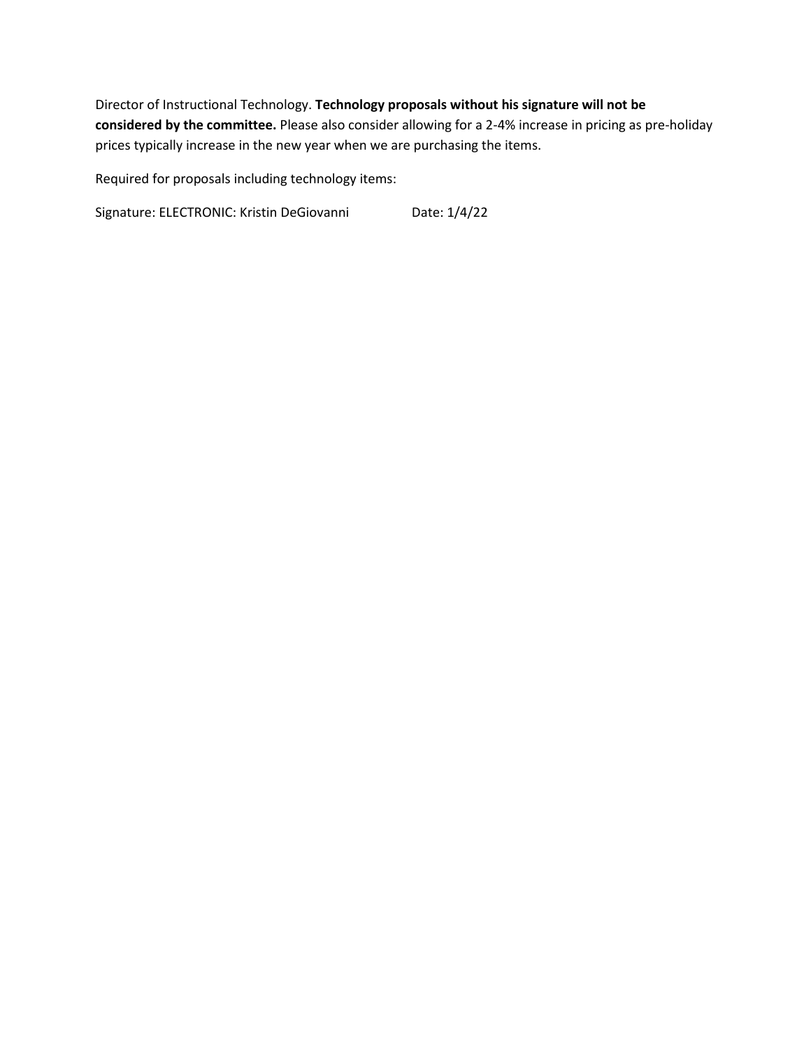Director of Instructional Technology. **Technology proposals without his signature will not be considered by the committee.** Please also consider allowing for a 2-4% increase in pricing as pre-holiday prices typically increase in the new year when we are purchasing the items.

Required for proposals including technology items:

Signature: ELECTRONIC: Kristin DeGiovanni Date: 1/4/22